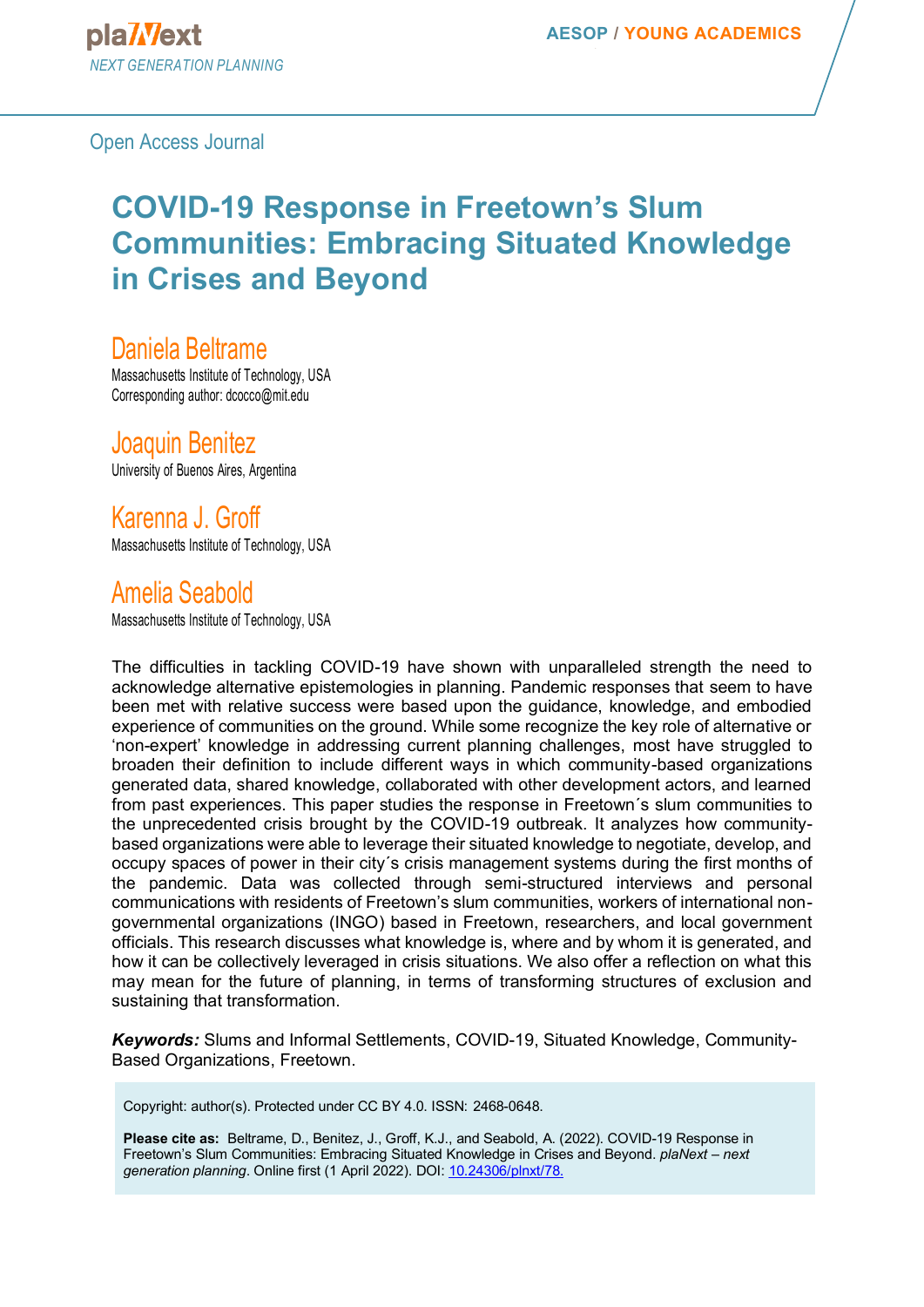Open Access Journal

# COVID-19 Response in Freetown's Slum Communities: Embracing Situated Knowledge in Crises and Beyond

## Daniela Beltrame

Massachusetts Institute of Technology, USA
Corresponding author: dcocco@mit.edu

## Joaquin Benitez

University of Buenos Aires, Argentina

## Karenna J. Groff

Massachusetts Institute of Technology, USA

## Amelia Seabold

Massachusetts Institute of Technology, USA

The difficulties in tackling COVID-19 have shown with unparalleled strength the need to acknowledge alternative epistemologies in planning. Pandemic responses that seem to have been met with relative success were based upon the guidance, knowledge, and embodied experience of communities on the ground. While some recognize the key role of alternative or 'non-expert' knowledge in addressing current planning challenges, most have struggled to broaden their definition to include different ways in which community-based organizations generated data, shared knowledge, collaborated with other development actors, and learned from past experiences. This paper studies the response in Freetown´s slum communities to the unprecedented crisis brought by the COVID-19 outbreak. It analyzes how community-based organizations were able to leverage their situated knowledge to negotiate, develop, and occupy spaces of power in their city´s crisis management systems during the first months of the pandemic. Data was collected through semi-structured interviews and personal communications with residents of Freetown's slum communities, workers of international non-governmental organizations (INGO) based in Freetown, researchers, and local government officials. This research discusses what knowledge is, where and by whom it is generated, and how it can be collectively leveraged in crisis situations. We also offer a reflection on what this may mean for the future of planning, in terms of transforming structures of exclusion and sustaining that transformation.

***Keywords:*** Slums and Informal Settlements, COVID-19, Situated Knowledge, Community-Based Organizations, Freetown.

Copyright: author(s). Protected under CC BY 4.0. ISSN: 2468-0648.

**Please cite as:** Beltrame, D., Benitez, J., Groff, K.J., and Seabold, A. (2022). COVID-19 Response in Freetown's Slum Communities: Embracing Situated Knowledge in Crises and Beyond. *plaNext – next generation planning*. Online first (1 April 2022). DOI: 10.24306/plnxt/78.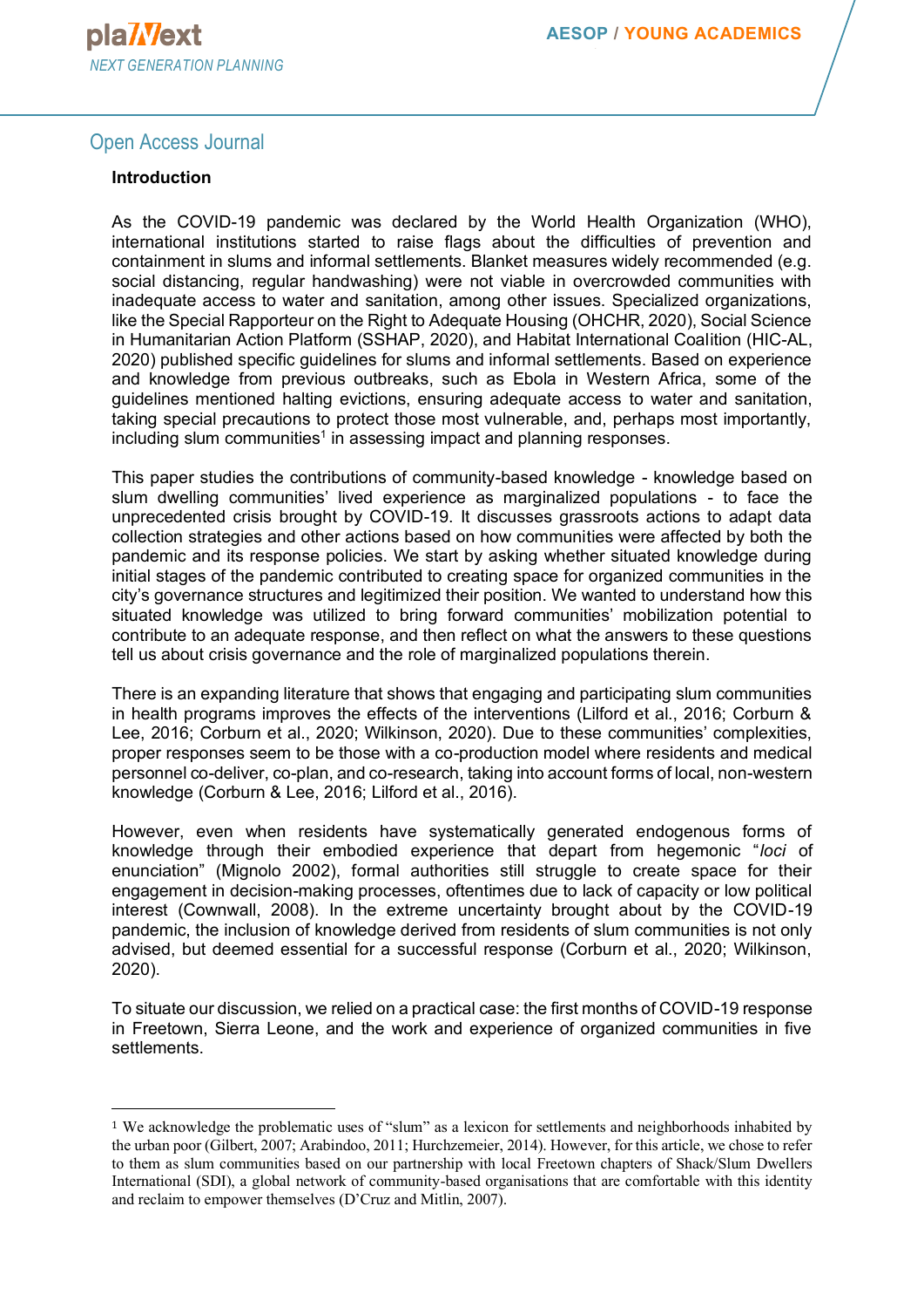### Introduction

As the COVID-19 pandemic was declared by the World Health Organization (WHO), international institutions started to raise flags about the difficulties of prevention and containment in slums and informal settlements. Blanket measures widely recommended (e.g. social distancing, regular handwashing) were not viable in overcrowded communities with inadequate access to water and sanitation, among other issues. Specialized organizations, like the Special Rapporteur on the Right to Adequate Housing (OHCHR, 2020), Social Science in Humanitarian Action Platform (SSHAP, 2020), and Habitat International Coalition (HIC-AL, 2020) published specific guidelines for slums and informal settlements. Based on experience and knowledge from previous outbreaks, such as Ebola in Western Africa, some of the guidelines mentioned halting evictions, ensuring adequate access to water and sanitation, taking special precautions to protect those most vulnerable, and, perhaps most importantly, including slum communities[1] in assessing impact and planning responses.

This paper studies the contributions of community-based knowledge - knowledge based on slum dwelling communities' lived experience as marginalized populations - to face the unprecedented crisis brought by COVID-19. It discusses grassroots actions to adapt data collection strategies and other actions based on how communities were affected by both the pandemic and its response policies. We start by asking whether situated knowledge during initial stages of the pandemic contributed to creating space for organized communities in the city's governance structures and legitimized their position. We wanted to understand how this situated knowledge was utilized to bring forward communities' mobilization potential to contribute to an adequate response, and then reflect on what the answers to these questions tell us about crisis governance and the role of marginalized populations therein.

There is an expanding literature that shows that engaging and participating slum communities in health programs improves the effects of the interventions (Lilford et al., 2016; Corburn & Lee, 2016; Corburn et al., 2020; Wilkinson, 2020). Due to these communities' complexities, proper responses seem to be those with a co-production model where residents and medical personnel co-deliver, co-plan, and co-research, taking into account forms of local, non-western knowledge (Corburn & Lee, 2016; Lilford et al., 2016).

However, even when residents have systematically generated endogenous forms of knowledge through their embodied experience that depart from hegemonic "*loci* of enunciation" (Mignolo 2002), formal authorities still struggle to create space for their engagement in decision-making processes, oftentimes due to lack of capacity or low political interest (Cownwall, 2008). In the extreme uncertainty brought about by the COVID-19 pandemic, the inclusion of knowledge derived from residents of slum communities is not only advised, but deemed essential for a successful response (Corburn et al., 2020; Wilkinson, 2020).

To situate our discussion, we relied on a practical case: the first months of COVID-19 response in Freetown, Sierra Leone, and the work and experience of organized communities in five settlements.

[1] We acknowledge the problematic uses of "slum" as a lexicon for settlements and neighborhoods inhabited by the urban poor (Gilbert, 2007; Arabindoo, 2011; Hurchzemeier, 2014). However, for this article, we chose to refer to them as slum communities based on our partnership with local Freetown chapters of Shack/Slum Dwellers International (SDI), a global network of community-based organisations that are comfortable with this identity and reclaim to empower themselves (D'Cruz and Mitlin, 2007).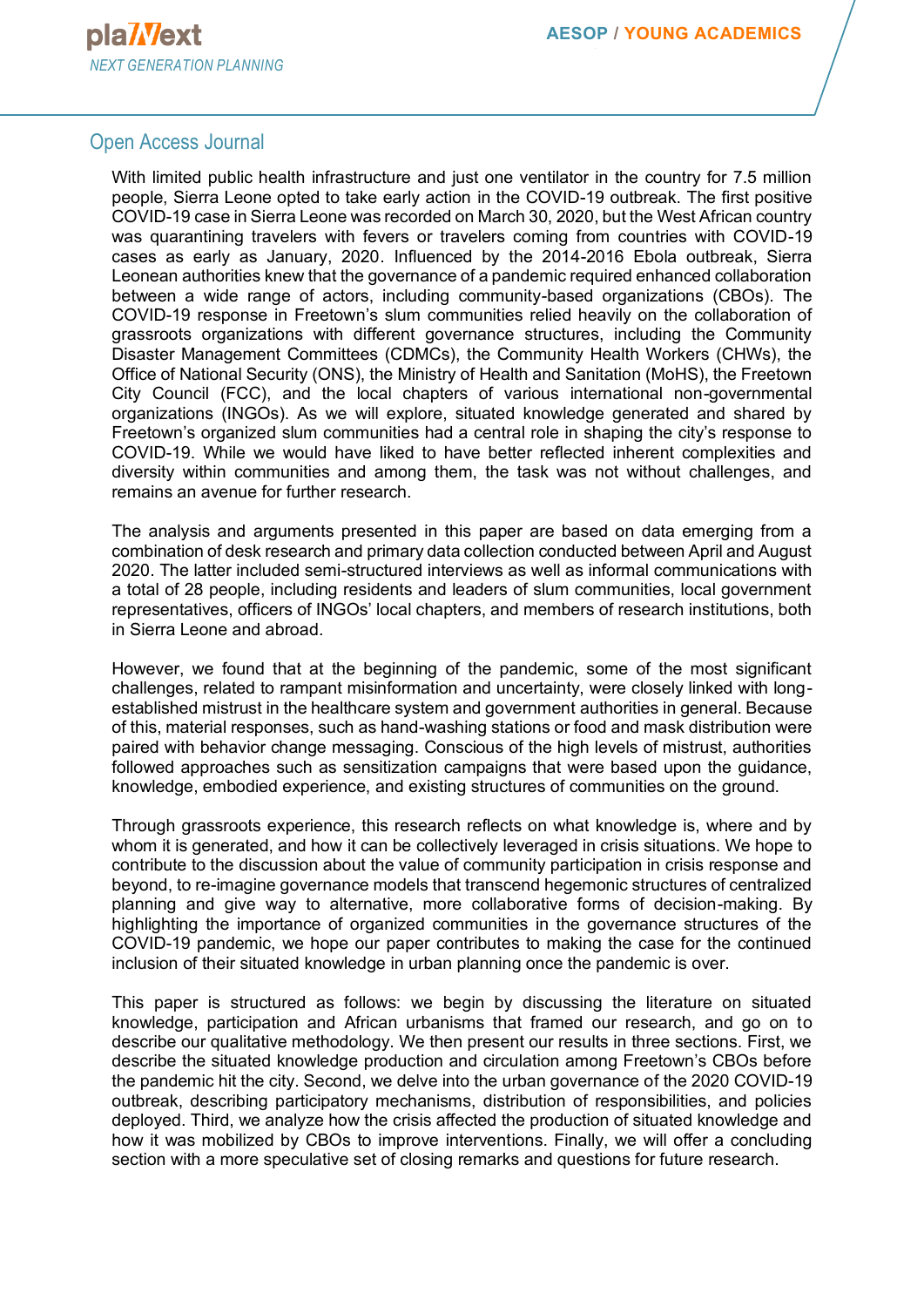With limited public health infrastructure and just one ventilator in the country for 7.5 million people, Sierra Leone opted to take early action in the COVID-19 outbreak. The first positive COVID-19 case in Sierra Leone was recorded on March 30, 2020, but the West African country was quarantining travelers with fevers or travelers coming from countries with COVID-19 cases as early as January, 2020. Influenced by the 2014-2016 Ebola outbreak, Sierra Leonean authorities knew that the governance of a pandemic required enhanced collaboration between a wide range of actors, including community-based organizations (CBOs). The COVID-19 response in Freetown's slum communities relied heavily on the collaboration of grassroots organizations with different governance structures, including the Community Disaster Management Committees (CDMCs), the Community Health Workers (CHWs), the Office of National Security (ONS), the Ministry of Health and Sanitation (MoHS), the Freetown City Council (FCC), and the local chapters of various international non-governmental organizations (INGOs). As we will explore, situated knowledge generated and shared by Freetown's organized slum communities had a central role in shaping the city's response to COVID-19. While we would have liked to have better reflected inherent complexities and diversity within communities and among them, the task was not without challenges, and remains an avenue for further research.

The analysis and arguments presented in this paper are based on data emerging from a combination of desk research and primary data collection conducted between April and August 2020. The latter included semi-structured interviews as well as informal communications with a total of 28 people, including residents and leaders of slum communities, local government representatives, officers of INGOs' local chapters, and members of research institutions, both in Sierra Leone and abroad.

However, we found that at the beginning of the pandemic, some of the most significant challenges, related to rampant misinformation and uncertainty, were closely linked with long-established mistrust in the healthcare system and government authorities in general. Because of this, material responses, such as hand-washing stations or food and mask distribution were paired with behavior change messaging. Conscious of the high levels of mistrust, authorities followed approaches such as sensitization campaigns that were based upon the guidance, knowledge, embodied experience, and existing structures of communities on the ground.

Through grassroots experience, this research reflects on what knowledge is, where and by whom it is generated, and how it can be collectively leveraged in crisis situations. We hope to contribute to the discussion about the value of community participation in crisis response and beyond, to re-imagine governance models that transcend hegemonic structures of centralized planning and give way to alternative, more collaborative forms of decision-making. By highlighting the importance of organized communities in the governance structures of the COVID-19 pandemic, we hope our paper contributes to making the case for the continued inclusion of their situated knowledge in urban planning once the pandemic is over.

This paper is structured as follows: we begin by discussing the literature on situated knowledge, participation and African urbanisms that framed our research, and go on to describe our qualitative methodology. We then present our results in three sections. First, we describe the situated knowledge production and circulation among Freetown's CBOs before the pandemic hit the city. Second, we delve into the urban governance of the 2020 COVID-19 outbreak, describing participatory mechanisms, distribution of responsibilities, and policies deployed. Third, we analyze how the crisis affected the production of situated knowledge and how it was mobilized by CBOs to improve interventions. Finally, we will offer a concluding section with a more speculative set of closing remarks and questions for future research.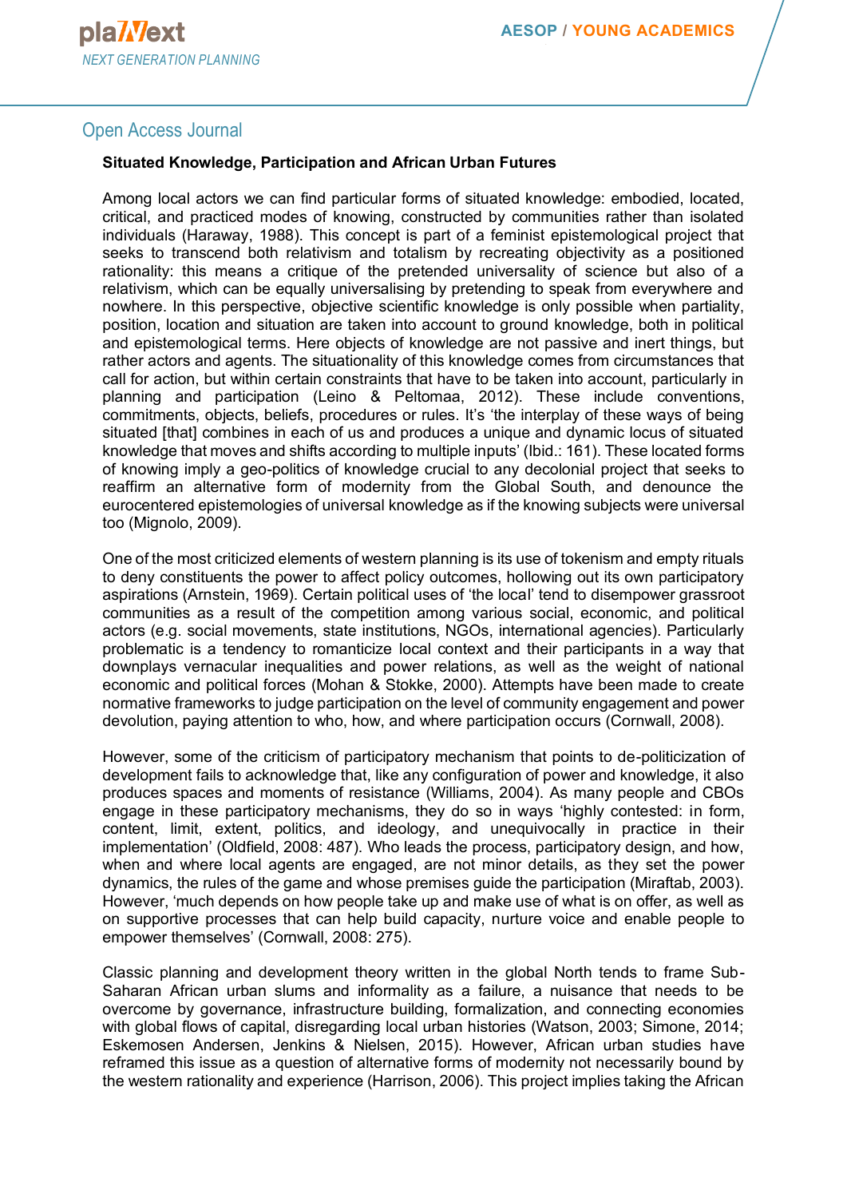**Situated Knowledge, Participation and African Urban Futures**

Among local actors we can find particular forms of situated knowledge: embodied, located, critical, and practiced modes of knowing, constructed by communities rather than isolated individuals (Haraway, 1988). This concept is part of a feminist epistemological project that seeks to transcend both relativism and totalism by recreating objectivity as a positioned rationality: this means a critique of the pretended universality of science but also of a relativism, which can be equally universalising by pretending to speak from everywhere and nowhere. In this perspective, objective scientific knowledge is only possible when partiality, position, location and situation are taken into account to ground knowledge, both in political and epistemological terms. Here objects of knowledge are not passive and inert things, but rather actors and agents. The situationality of this knowledge comes from circumstances that call for action, but within certain constraints that have to be taken into account, particularly in planning and participation (Leino & Peltomaa, 2012). These include conventions, commitments, objects, beliefs, procedures or rules. It's 'the interplay of these ways of being situated [that] combines in each of us and produces a unique and dynamic locus of situated knowledge that moves and shifts according to multiple inputs' (Ibid.: 161). These located forms of knowing imply a geo-politics of knowledge crucial to any decolonial project that seeks to reaffirm an alternative form of modernity from the Global South, and denounce the eurocentered epistemologies of universal knowledge as if the knowing subjects were universal too (Mignolo, 2009).

One of the most criticized elements of western planning is its use of tokenism and empty rituals to deny constituents the power to affect policy outcomes, hollowing out its own participatory aspirations (Arnstein, 1969). Certain political uses of 'the local' tend to disempower grassroot communities as a result of the competition among various social, economic, and political actors (e.g. social movements, state institutions, NGOs, international agencies). Particularly problematic is a tendency to romanticize local context and their participants in a way that downplays vernacular inequalities and power relations, as well as the weight of national economic and political forces (Mohan & Stokke, 2000). Attempts have been made to create normative frameworks to judge participation on the level of community engagement and power devolution, paying attention to who, how, and where participation occurs (Cornwall, 2008).

However, some of the criticism of participatory mechanism that points to de-politicization of development fails to acknowledge that, like any configuration of power and knowledge, it also produces spaces and moments of resistance (Williams, 2004). As many people and CBOs engage in these participatory mechanisms, they do so in ways 'highly contested: in form, content, limit, extent, politics, and ideology, and unequivocally in practice in their implementation' (Oldfield, 2008: 487). Who leads the process, participatory design, and how, when and where local agents are engaged, are not minor details, as they set the power dynamics, the rules of the game and whose premises guide the participation (Miraftab, 2003). However, 'much depends on how people take up and make use of what is on offer, as well as on supportive processes that can help build capacity, nurture voice and enable people to empower themselves' (Cornwall, 2008: 275).

Classic planning and development theory written in the global North tends to frame Sub-Saharan African urban slums and informality as a failure, a nuisance that needs to be overcome by governance, infrastructure building, formalization, and connecting economies with global flows of capital, disregarding local urban histories (Watson, 2003; Simone, 2014; Eskemosen Andersen, Jenkins & Nielsen, 2015). However, African urban studies have reframed this issue as a question of alternative forms of modernity not necessarily bound by the western rationality and experience (Harrison, 2006). This project implies taking the African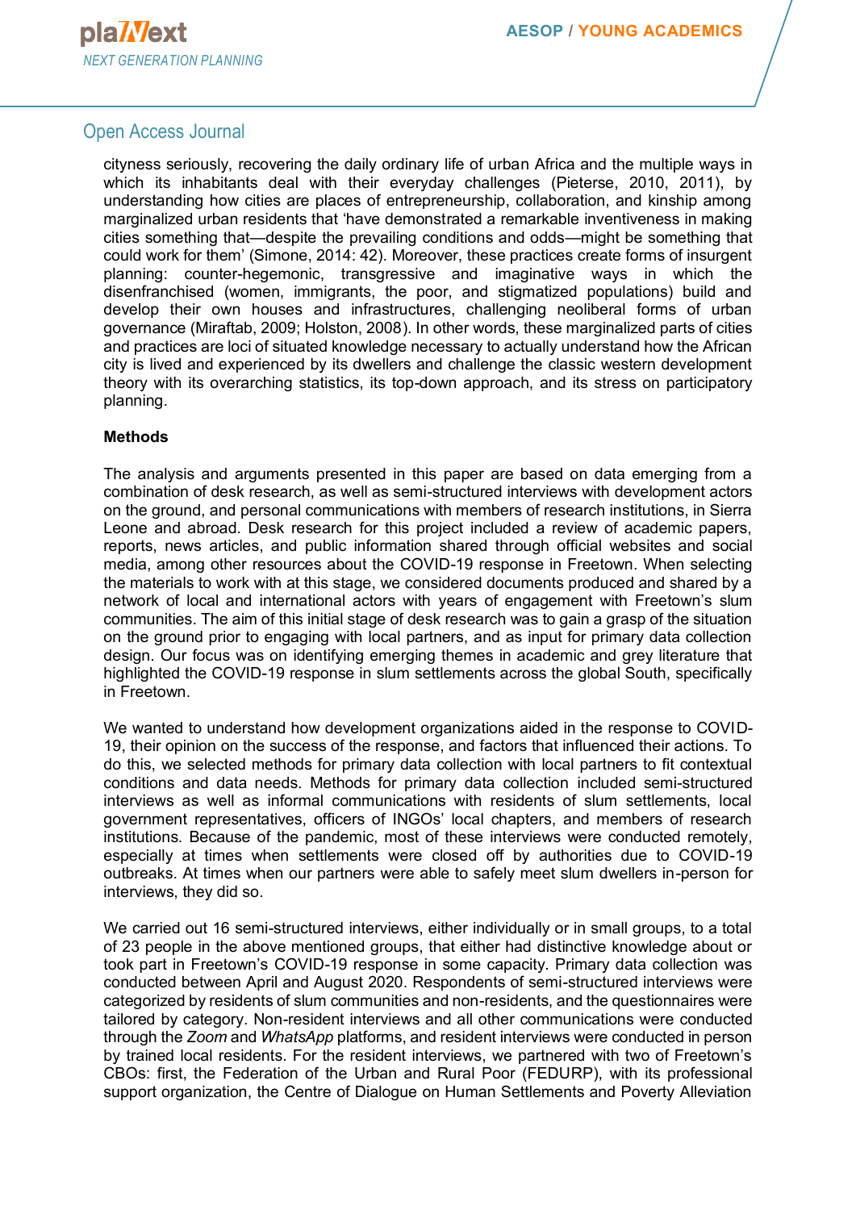cityness seriously, recovering the daily ordinary life of urban Africa and the multiple ways in which its inhabitants deal with their everyday challenges (Pieterse, 2010, 2011), by understanding how cities are places of entrepreneurship, collaboration, and kinship among marginalized urban residents that 'have demonstrated a remarkable inventiveness in making cities something that—despite the prevailing conditions and odds—might be something that could work for them' (Simone, 2014: 42). Moreover, these practices create forms of insurgent planning: counter-hegemonic, transgressive and imaginative ways in which the disenfranchised (women, immigrants, the poor, and stigmatized populations) build and develop their own houses and infrastructures, challenging neoliberal forms of urban governance (Miraftab, 2009; Holston, 2008). In other words, these marginalized parts of cities and practices are loci of situated knowledge necessary to actually understand how the African city is lived and experienced by its dwellers and challenge the classic western development theory with its overarching statistics, its top-down approach, and its stress on participatory planning.

**Methods**

The analysis and arguments presented in this paper are based on data emerging from a combination of desk research, as well as semi-structured interviews with development actors on the ground, and personal communications with members of research institutions, in Sierra Leone and abroad. Desk research for this project included a review of academic papers, reports, news articles, and public information shared through official websites and social media, among other resources about the COVID-19 response in Freetown. When selecting the materials to work with at this stage, we considered documents produced and shared by a network of local and international actors with years of engagement with Freetown's slum communities. The aim of this initial stage of desk research was to gain a grasp of the situation on the ground prior to engaging with local partners, and as input for primary data collection design. Our focus was on identifying emerging themes in academic and grey literature that highlighted the COVID-19 response in slum settlements across the global South, specifically in Freetown.

We wanted to understand how development organizations aided in the response to COVID-19, their opinion on the success of the response, and factors that influenced their actions. To do this, we selected methods for primary data collection with local partners to fit contextual conditions and data needs. Methods for primary data collection included semi-structured interviews as well as informal communications with residents of slum settlements, local government representatives, officers of INGOs' local chapters, and members of research institutions. Because of the pandemic, most of these interviews were conducted remotely, especially at times when settlements were closed off by authorities due to COVID-19 outbreaks. At times when our partners were able to safely meet slum dwellers in-person for interviews, they did so.

We carried out 16 semi-structured interviews, either individually or in small groups, to a total of 23 people in the above mentioned groups, that either had distinctive knowledge about or took part in Freetown's COVID-19 response in some capacity. Primary data collection was conducted between April and August 2020. Respondents of semi-structured interviews were categorized by residents of slum communities and non-residents, and the questionnaires were tailored by category. Non-resident interviews and all other communications were conducted through the *Zoom* and *WhatsApp* platforms, and resident interviews were conducted in person by trained local residents. For the resident interviews, we partnered with two of Freetown's CBOs: first, the Federation of the Urban and Rural Poor (FEDURP), with its professional support organization, the Centre of Dialogue on Human Settlements and Poverty Alleviation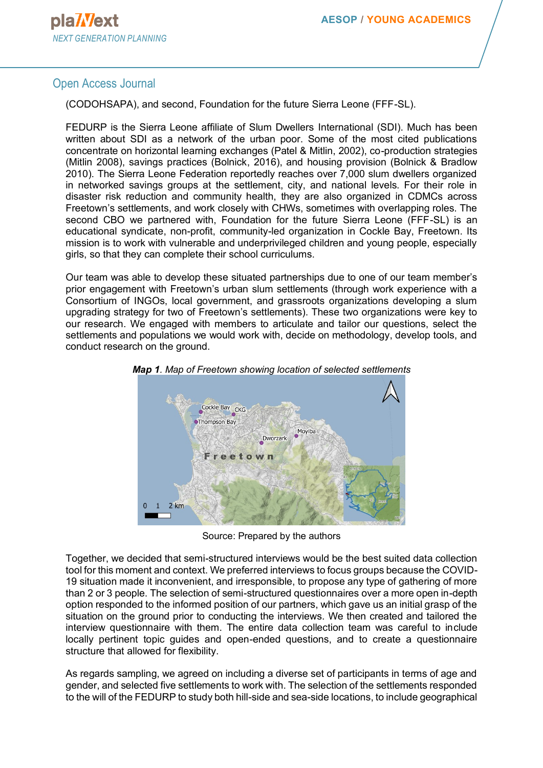(CODOHSAPA), and second, Foundation for the future Sierra Leone (FFF-SL).

FEDURP is the Sierra Leone affiliate of Slum Dwellers International (SDI). Much has been written about SDI as a network of the urban poor. Some of the most cited publications concentrate on horizontal learning exchanges (Patel & Mitlin, 2002), co-production strategies (Mitlin 2008), savings practices (Bolnick, 2016), and housing provision (Bolnick & Bradlow 2010). The Sierra Leone Federation reportedly reaches over 7,000 slum dwellers organized in networked savings groups at the settlement, city, and national levels. For their role in disaster risk reduction and community health, they are also organized in CDMCs across Freetown's settlements, and work closely with CHWs, sometimes with overlapping roles. The second CBO we partnered with, Foundation for the future Sierra Leone (FFF-SL) is an educational syndicate, non-profit, community-led organization in Cockle Bay, Freetown. Its mission is to work with vulnerable and underprivileged children and young people, especially girls, so that they can complete their school curriculums.

Our team was able to develop these situated partnerships due to one of our team member's prior engagement with Freetown's urban slum settlements (through work experience with a Consortium of INGOs, local government, and grassroots organizations developing a slum upgrading strategy for two of Freetown's settlements). These two organizations were key to our research. We engaged with members to articulate and tailor our questions, select the settlements and populations we would work with, decide on methodology, develop tools, and conduct research on the ground.

***Map 1**. Map of Freetown showing location of selected settlements*

Cockle Bay
CKG
Thompson Bay
Moyiba
Dworzark
Freetown
0 1 2 km

Source: Prepared by the authors

Together, we decided that semi-structured interviews would be the best suited data collection tool for this moment and context. We preferred interviews to focus groups because the COVID-19 situation made it inconvenient, and irresponsible, to propose any type of gathering of more than 2 or 3 people. The selection of semi-structured questionnaires over a more open in-depth option responded to the informed position of our partners, which gave us an initial grasp of the situation on the ground prior to conducting the interviews. We then created and tailored the interview questionnaire with them. The entire data collection team was careful to include locally pertinent topic guides and open-ended questions, and to create a questionnaire structure that allowed for flexibility.

As regards sampling, we agreed on including a diverse set of participants in terms of age and gender, and selected five settlements to work with. The selection of the settlements responded to the will of the FEDURP to study both hill-side and sea-side locations, to include geographical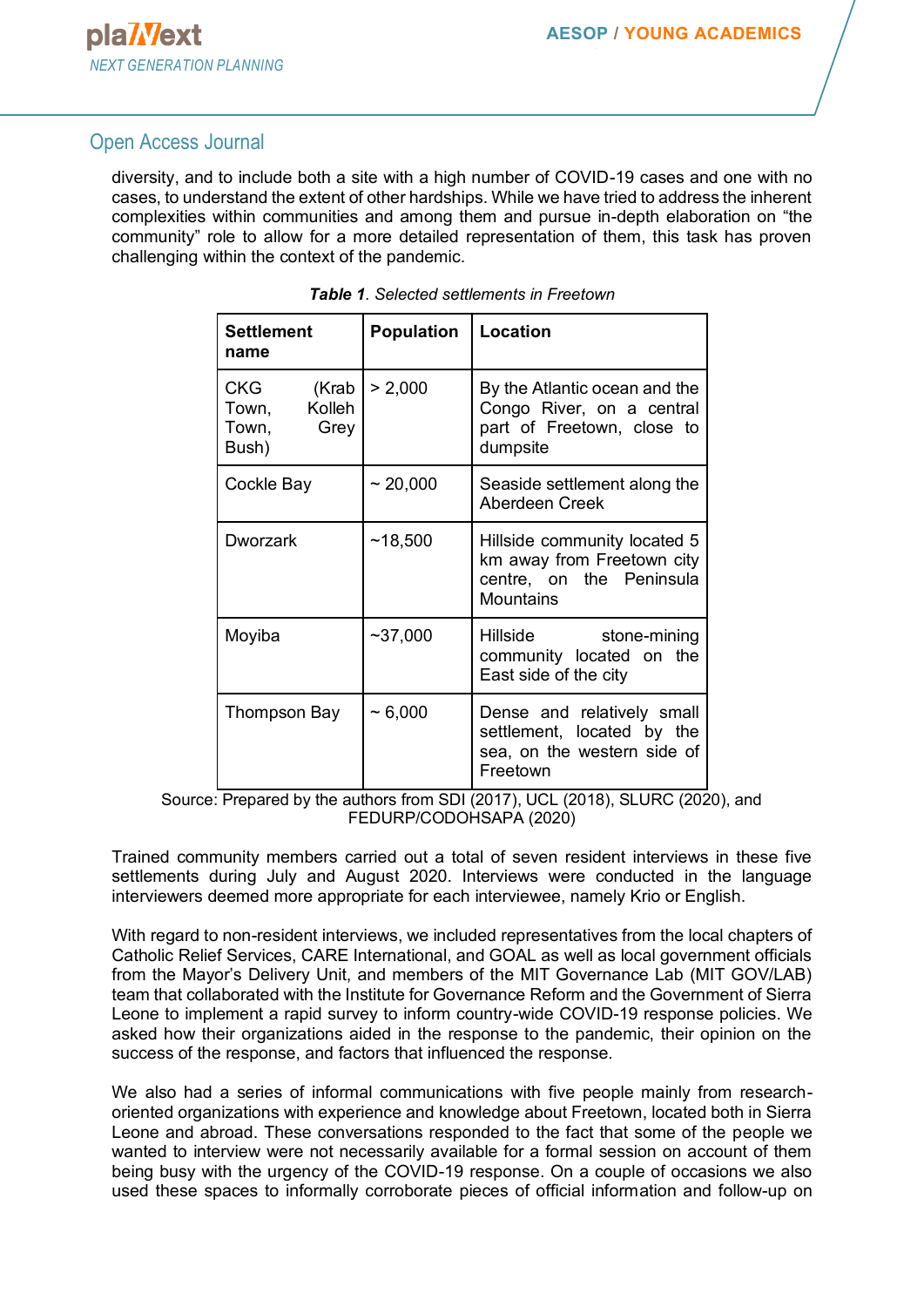diversity, and to include both a site with a high number of COVID-19 cases and one with no cases, to understand the extent of other hardships. While we have tried to address the inherent complexities within communities and among them and pursue in-depth elaboration on "the community" role to allow for a more detailed representation of them, this task has proven challenging within the context of the pandemic.

***Table 1**. Selected settlements in Freetown*

| Settlement name | Population | Location |
|---|---|---|
| CKG (Krab Town, Kolleh Town, Grey Bush) | > 2,000 | By the Atlantic ocean and the Congo River, on a central part of Freetown, close to dumpsite |
| Cockle Bay | ~ 20,000 | Seaside settlement along the Aberdeen Creek |
| Dworzark | ~18,500 | Hillside community located 5 km away from Freetown city centre, on the Peninsula Mountains |
| Moyiba | ~37,000 | Hillside stone-mining community located on the East side of the city |
| Thompson Bay | ~ 6,000 | Dense and relatively small settlement, located by the sea, on the western side of Freetown |

Source: Prepared by the authors from SDI (2017), UCL (2018), SLURC (2020), and FEDURP/CODOHSAPA (2020)

Trained community members carried out a total of seven resident interviews in these five settlements during July and August 2020. Interviews were conducted in the language interviewers deemed more appropriate for each interviewee, namely Krio or English.

With regard to non-resident interviews, we included representatives from the local chapters of Catholic Relief Services, CARE International, and GOAL as well as local government officials from the Mayor's Delivery Unit, and members of the MIT Governance Lab (MIT GOV/LAB) team that collaborated with the Institute for Governance Reform and the Government of Sierra Leone to implement a rapid survey to inform country-wide COVID-19 response policies. We asked how their organizations aided in the response to the pandemic, their opinion on the success of the response, and factors that influenced the response.

We also had a series of informal communications with five people mainly from research-oriented organizations with experience and knowledge about Freetown, located both in Sierra Leone and abroad. These conversations responded to the fact that some of the people we wanted to interview were not necessarily available for a formal session on account of them being busy with the urgency of the COVID-19 response. On a couple of occasions we also used these spaces to informally corroborate pieces of official information and follow-up on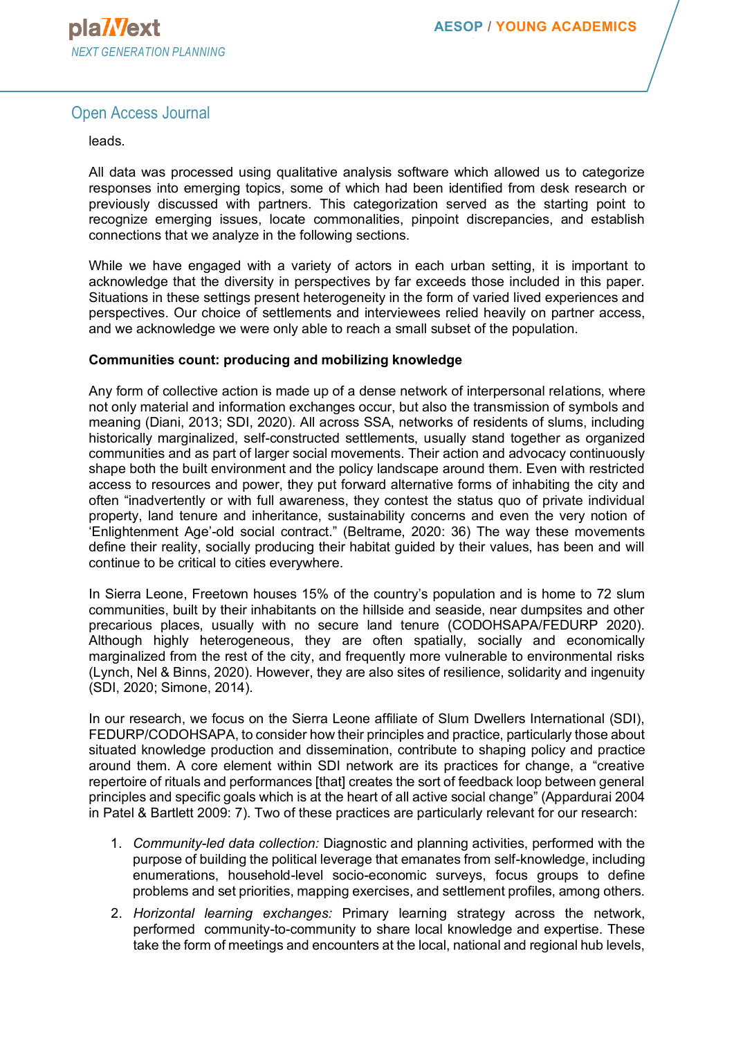leads.

All data was processed using qualitative analysis software which allowed us to categorize responses into emerging topics, some of which had been identified from desk research or previously discussed with partners. This categorization served as the starting point to recognize emerging issues, locate commonalities, pinpoint discrepancies, and establish connections that we analyze in the following sections.

While we have engaged with a variety of actors in each urban setting, it is important to acknowledge that the diversity in perspectives by far exceeds those included in this paper. Situations in these settings present heterogeneity in the form of varied lived experiences and perspectives. Our choice of settlements and interviewees relied heavily on partner access, and we acknowledge we were only able to reach a small subset of the population.

**Communities count: producing and mobilizing knowledge**

Any form of collective action is made up of a dense network of interpersonal relations, where not only material and information exchanges occur, but also the transmission of symbols and meaning (Diani, 2013; SDI, 2020). All across SSA, networks of residents of slums, including historically marginalized, self-constructed settlements, usually stand together as organized communities and as part of larger social movements. Their action and advocacy continuously shape both the built environment and the policy landscape around them. Even with restricted access to resources and power, they put forward alternative forms of inhabiting the city and often "inadvertently or with full awareness, they contest the status quo of private individual property, land tenure and inheritance, sustainability concerns and even the very notion of 'Enlightenment Age'-old social contract." (Beltrame, 2020: 36) The way these movements define their reality, socially producing their habitat guided by their values, has been and will continue to be critical to cities everywhere.

In Sierra Leone, Freetown houses 15% of the country's population and is home to 72 slum communities, built by their inhabitants on the hillside and seaside, near dumpsites and other precarious places, usually with no secure land tenure (CODOHSAPA/FEDURP 2020). Although highly heterogeneous, they are often spatially, socially and economically marginalized from the rest of the city, and frequently more vulnerable to environmental risks (Lynch, Nel & Binns, 2020). However, they are also sites of resilience, solidarity and ingenuity (SDI, 2020; Simone, 2014).

In our research, we focus on the Sierra Leone affiliate of Slum Dwellers International (SDI), FEDURP/CODOHSAPA, to consider how their principles and practice, particularly those about situated knowledge production and dissemination, contribute to shaping policy and practice around them. A core element within SDI network are its practices for change, a "creative repertoire of rituals and performances [that] creates the sort of feedback loop between general principles and specific goals which is at the heart of all active social change" (Appardurai 2004 in Patel & Bartlett 2009: 7). Two of these practices are particularly relevant for our research:

1. *Community-led data collection:* Diagnostic and planning activities, performed with the purpose of building the political leverage that emanates from self-knowledge, including enumerations, household-level socio-economic surveys, focus groups to define problems and set priorities, mapping exercises, and settlement profiles, among others.
2. *Horizontal learning exchanges:* Primary learning strategy across the network, performed community-to-community to share local knowledge and expertise. These take the form of meetings and encounters at the local, national and regional hub levels,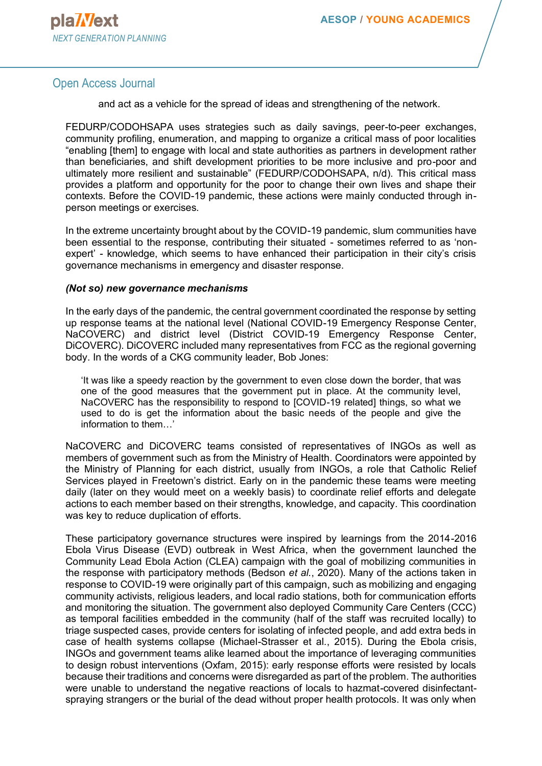and act as a vehicle for the spread of ideas and strengthening of the network.

FEDURP/CODOHSAPA uses strategies such as daily savings, peer-to-peer exchanges, community profiling, enumeration, and mapping to organize a critical mass of poor localities “enabling [them] to engage with local and state authorities as partners in development rather than beneficiaries, and shift development priorities to be more inclusive and pro-poor and ultimately more resilient and sustainable” (FEDURP/CODOHSAPA, n/d). This critical mass provides a platform and opportunity for the poor to change their own lives and shape their contexts. Before the COVID-19 pandemic, these actions were mainly conducted through in-person meetings or exercises.

In the extreme uncertainty brought about by the COVID-19 pandemic, slum communities have been essential to the response, contributing their situated - sometimes referred to as ‘non-expert’ - knowledge, which seems to have enhanced their participation in their city’s crisis governance mechanisms in emergency and disaster response.

***(Not so) new governance mechanisms***

In the early days of the pandemic, the central government coordinated the response by setting up response teams at the national level (National COVID-19 Emergency Response Center, NaCOVERC) and district level (District COVID-19 Emergency Response Center, DiCOVERC). DiCOVERC included many representatives from FCC as the regional governing body. In the words of a CKG community leader, Bob Jones:

> ‘It was like a speedy reaction by the government to even close down the border, that was one of the good measures that the government put in place. At the community level, NaCOVERC has the responsibility to respond to [COVID-19 related] things, so what we used to do is get the information about the basic needs of the people and give the information to them…’

NaCOVERC and DiCOVERC teams consisted of representatives of INGOs as well as members of government such as from the Ministry of Health. Coordinators were appointed by the Ministry of Planning for each district, usually from INGOs, a role that Catholic Relief Services played in Freetown’s district. Early on in the pandemic these teams were meeting daily (later on they would meet on a weekly basis) to coordinate relief efforts and delegate actions to each member based on their strengths, knowledge, and capacity. This coordination was key to reduce duplication of efforts.

These participatory governance structures were inspired by learnings from the 2014-2016 Ebola Virus Disease (EVD) outbreak in West Africa, when the government launched the Community Lead Ebola Action (CLEA) campaign with the goal of mobilizing communities in the response with participatory methods (Bedson *et al.*, 2020). Many of the actions taken in response to COVID-19 were originally part of this campaign, such as mobilizing and engaging community activists, religious leaders, and local radio stations, both for communication efforts and monitoring the situation. The government also deployed Community Care Centers (CCC) as temporal facilities embedded in the community (half of the staff was recruited locally) to triage suspected cases, provide centers for isolating of infected people, and add extra beds in case of health systems collapse (Michael-Strasser et al., 2015). During the Ebola crisis, INGOs and government teams alike learned about the importance of leveraging communities to design robust interventions (Oxfam, 2015): early response efforts were resisted by locals because their traditions and concerns were disregarded as part of the problem. The authorities were unable to understand the negative reactions of locals to hazmat-covered disinfectant-spraying strangers or the burial of the dead without proper health protocols. It was only when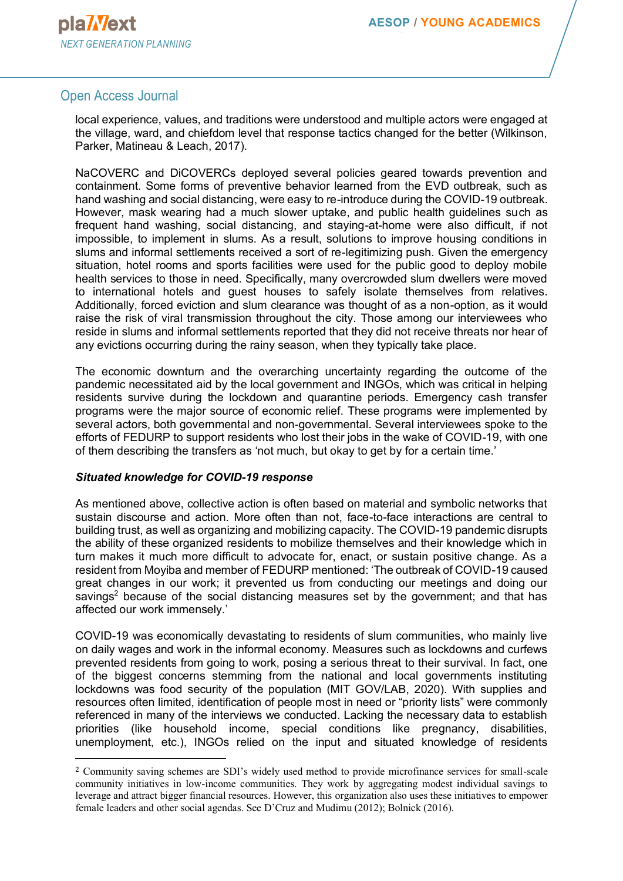local experience, values, and traditions were understood and multiple actors were engaged at the village, ward, and chiefdom level that response tactics changed for the better (Wilkinson, Parker, Matineau & Leach, 2017).

NaCOVERC and DiCOVERCs deployed several policies geared towards prevention and containment. Some forms of preventive behavior learned from the EVD outbreak, such as hand washing and social distancing, were easy to re-introduce during the COVID-19 outbreak. However, mask wearing had a much slower uptake, and public health guidelines such as frequent hand washing, social distancing, and staying-at-home were also difficult, if not impossible, to implement in slums. As a result, solutions to improve housing conditions in slums and informal settlements received a sort of re-legitimizing push. Given the emergency situation, hotel rooms and sports facilities were used for the public good to deploy mobile health services to those in need. Specifically, many overcrowded slum dwellers were moved to international hotels and guest houses to safely isolate themselves from relatives. Additionally, forced eviction and slum clearance was thought of as a non-option, as it would raise the risk of viral transmission throughout the city. Those among our interviewees who reside in slums and informal settlements reported that they did not receive threats nor hear of any evictions occurring during the rainy season, when they typically take place.

The economic downturn and the overarching uncertainty regarding the outcome of the pandemic necessitated aid by the local government and INGOs, which was critical in helping residents survive during the lockdown and quarantine periods. Emergency cash transfer programs were the major source of economic relief. These programs were implemented by several actors, both governmental and non-governmental. Several interviewees spoke to the efforts of FEDURP to support residents who lost their jobs in the wake of COVID-19, with one of them describing the transfers as 'not much, but okay to get by for a certain time.'

***Situated knowledge for COVID-19 response***

As mentioned above, collective action is often based on material and symbolic networks that sustain discourse and action. More often than not, face-to-face interactions are central to building trust, as well as organizing and mobilizing capacity. The COVID-19 pandemic disrupts the ability of these organized residents to mobilize themselves and their knowledge which in turn makes it much more difficult to advocate for, enact, or sustain positive change. As a resident from Moyiba and member of FEDURP mentioned: 'The outbreak of COVID-19 caused great changes in our work; it prevented us from conducting our meetings and doing our savings[2] because of the social distancing measures set by the government; and that has affected our work immensely.'

COVID-19 was economically devastating to residents of slum communities, who mainly live on daily wages and work in the informal economy. Measures such as lockdowns and curfews prevented residents from going to work, posing a serious threat to their survival. In fact, one of the biggest concerns stemming from the national and local governments instituting lockdowns was food security of the population (MIT GOV/LAB, 2020). With supplies and resources often limited, identification of people most in need or "priority lists" were commonly referenced in many of the interviews we conducted. Lacking the necessary data to establish priorities (like household income, special conditions like pregnancy, disabilities, unemployment, etc.), INGOs relied on the input and situated knowledge of residents

---

[2] Community saving schemes are SDI's widely used method to provide microfinance services for small-scale community initiatives in low-income communities. They work by aggregating modest individual savings to leverage and attract bigger financial resources. However, this organization also uses these initiatives to empower female leaders and other social agendas. See D'Cruz and Mudimu (2012); Bolnick (2016).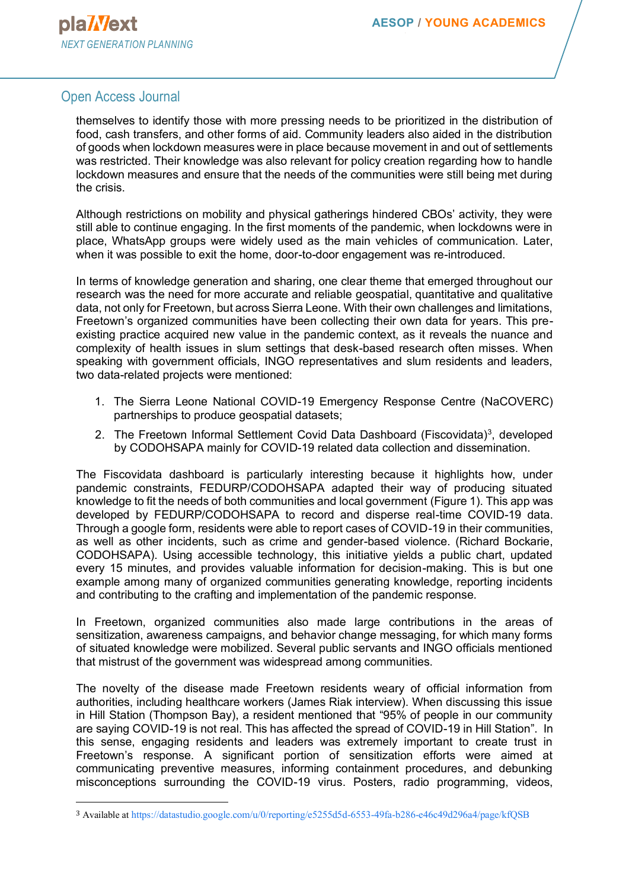themselves to identify those with more pressing needs to be prioritized in the distribution of food, cash transfers, and other forms of aid. Community leaders also aided in the distribution of goods when lockdown measures were in place because movement in and out of settlements was restricted. Their knowledge was also relevant for policy creation regarding how to handle lockdown measures and ensure that the needs of the communities were still being met during the crisis.

Although restrictions on mobility and physical gatherings hindered CBOs' activity, they were still able to continue engaging. In the first moments of the pandemic, when lockdowns were in place, WhatsApp groups were widely used as the main vehicles of communication. Later, when it was possible to exit the home, door-to-door engagement was re-introduced.

In terms of knowledge generation and sharing, one clear theme that emerged throughout our research was the need for more accurate and reliable geospatial, quantitative and qualitative data, not only for Freetown, but across Sierra Leone. With their own challenges and limitations, Freetown's organized communities have been collecting their own data for years. This pre-existing practice acquired new value in the pandemic context, as it reveals the nuance and complexity of health issues in slum settings that desk-based research often misses. When speaking with government officials, INGO representatives and slum residents and leaders, two data-related projects were mentioned:

1. The Sierra Leone National COVID-19 Emergency Response Centre (NaCOVERC) partnerships to produce geospatial datasets;
2. The Freetown Informal Settlement Covid Data Dashboard (Fiscovidata)[3], developed by CODOHSAPA mainly for COVID-19 related data collection and dissemination.

The Fiscovidata dashboard is particularly interesting because it highlights how, under pandemic constraints, FEDURP/CODOHSAPA adapted their way of producing situated knowledge to fit the needs of both communities and local government (Figure 1). This app was developed by FEDURP/CODOHSAPA to record and disperse real-time COVID-19 data. Through a google form, residents were able to report cases of COVID-19 in their communities, as well as other incidents, such as crime and gender-based violence. (Richard Bockarie, CODOHSAPA). Using accessible technology, this initiative yields a public chart, updated every 15 minutes, and provides valuable information for decision-making. This is but one example among many of organized communities generating knowledge, reporting incidents and contributing to the crafting and implementation of the pandemic response.

In Freetown, organized communities also made large contributions in the areas of sensitization, awareness campaigns, and behavior change messaging, for which many forms of situated knowledge were mobilized. Several public servants and INGO officials mentioned that mistrust of the government was widespread among communities.

The novelty of the disease made Freetown residents weary of official information from authorities, including healthcare workers (James Riak interview). When discussing this issue in Hill Station (Thompson Bay), a resident mentioned that "95% of people in our community are saying COVID-19 is not real. This has affected the spread of COVID-19 in Hill Station". In this sense, engaging residents and leaders was extremely important to create trust in Freetown's response. A significant portion of sensitization efforts were aimed at communicating preventive measures, informing containment procedures, and debunking misconceptions surrounding the COVID-19 virus. Posters, radio programming, videos,

[3] Available at https://datastudio.google.com/u/0/reporting/e5255d5d-6553-49fa-b286-e46c49d296a4/page/kfQSB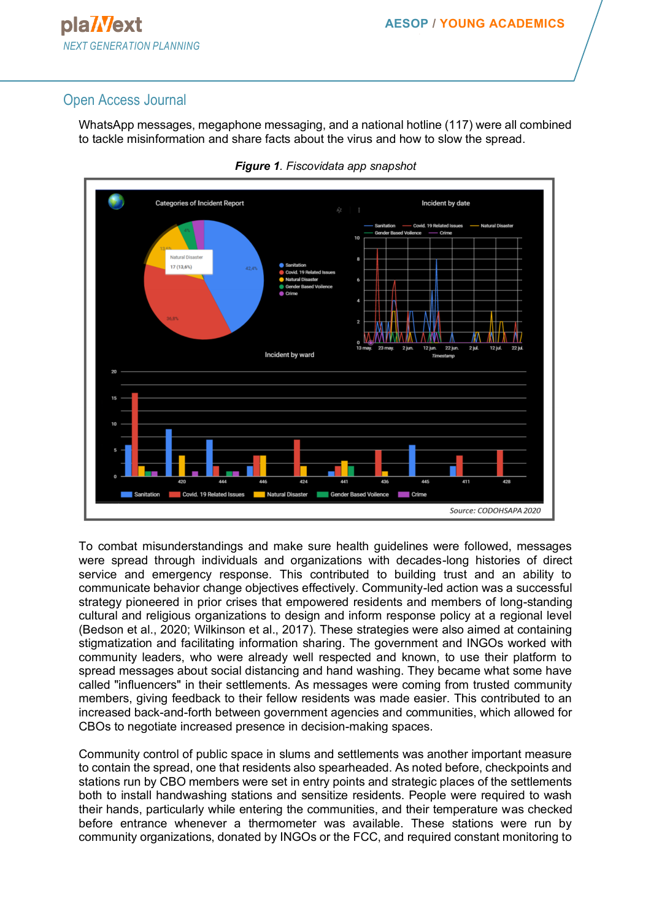WhatsApp messages, megaphone messaging, and a national hotline (117) were all combined to tackle misinformation and share facts about the virus and how to slow the spread.

***Figure 1**. Fiscovidata app snapshot*

Categories of Incident Report

Natural Disaster
17 (13,6%)

42,4%

36,8%

13,6%

4%

Sanitation
Covid. 19 Related Issues
Natural Disaster
Gender Based Violence
Crime

Incident by date

Sanitation — Covid. 19 Related Issues — Natural Disaster — Gender Based Violence — Crime

10
8
6
4
2
0

13 may. 23 may. 2 jun. 12 jun. 22 jun. 2 jul. 12 jul. 22 jul.

Timestamp

Incident by ward

20
15
10
5
0

420 444 446 424 441 436 445 411 428

Sanitation Covid. 19 Related Issues Natural Disaster Gender Based Violence Crime

Source: CODOHSAPA 2020

To combat misunderstandings and make sure health guidelines were followed, messages were spread through individuals and organizations with decades-long histories of direct service and emergency response. This contributed to building trust and an ability to communicate behavior change objectives effectively. Community-led action was a successful strategy pioneered in prior crises that empowered residents and members of long-standing cultural and religious organizations to design and inform response policy at a regional level (Bedson et al., 2020; Wilkinson et al., 2017). These strategies were also aimed at containing stigmatization and facilitating information sharing. The government and INGOs worked with community leaders, who were already well respected and known, to use their platform to spread messages about social distancing and hand washing. They became what some have called "influencers" in their settlements. As messages were coming from trusted community members, giving feedback to their fellow residents was made easier. This contributed to an increased back-and-forth between government agencies and communities, which allowed for CBOs to negotiate increased presence in decision-making spaces.

Community control of public space in slums and settlements was another important measure to contain the spread, one that residents also spearheaded. As noted before, checkpoints and stations run by CBO members were set in entry points and strategic places of the settlements both to install handwashing stations and sensitize residents. People were required to wash their hands, particularly while entering the communities, and their temperature was checked before entrance whenever a thermometer was available. These stations were run by community organizations, donated by INGOs or the FCC, and required constant monitoring to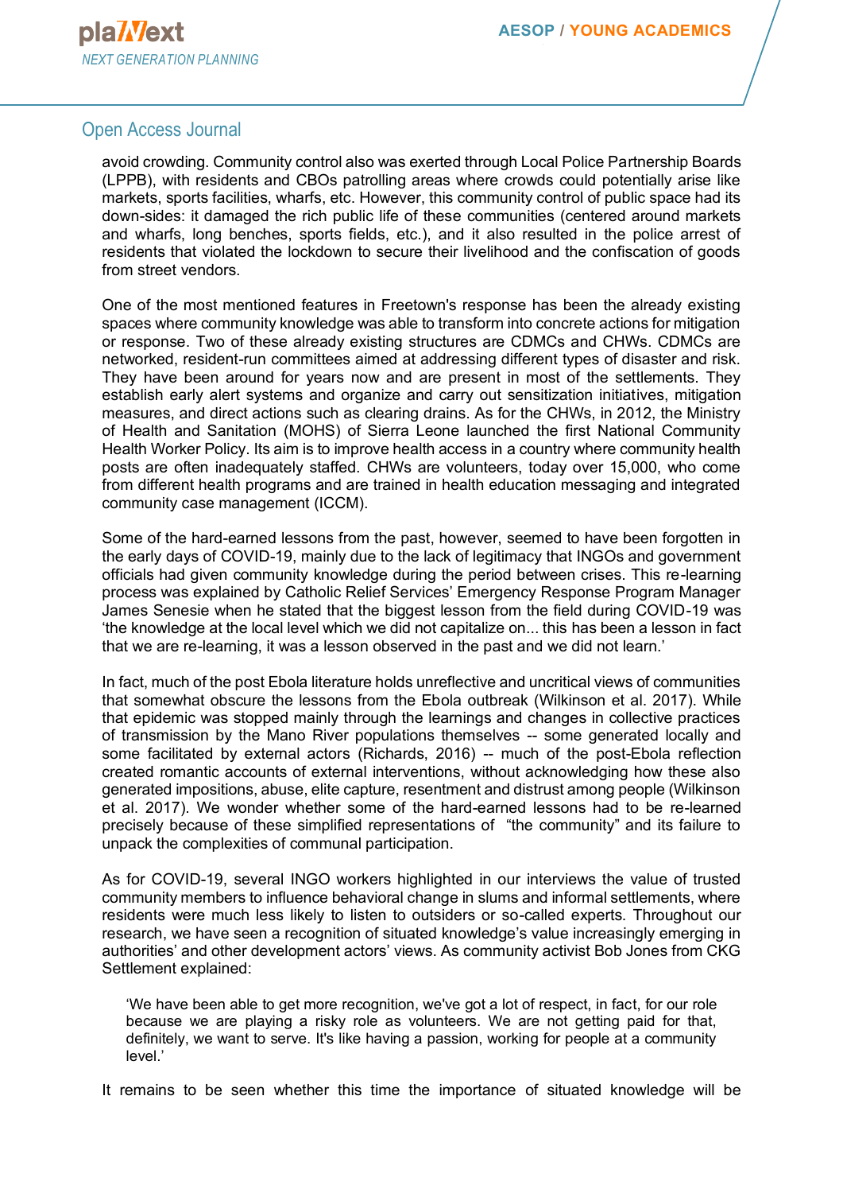avoid crowding. Community control also was exerted through Local Police Partnership Boards (LPPB), with residents and CBOs patrolling areas where crowds could potentially arise like markets, sports facilities, wharfs, etc. However, this community control of public space had its down-sides: it damaged the rich public life of these communities (centered around markets and wharfs, long benches, sports fields, etc.), and it also resulted in the police arrest of residents that violated the lockdown to secure their livelihood and the confiscation of goods from street vendors.

One of the most mentioned features in Freetown's response has been the already existing spaces where community knowledge was able to transform into concrete actions for mitigation or response. Two of these already existing structures are CDMCs and CHWs. CDMCs are networked, resident-run committees aimed at addressing different types of disaster and risk. They have been around for years now and are present in most of the settlements. They establish early alert systems and organize and carry out sensitization initiatives, mitigation measures, and direct actions such as clearing drains. As for the CHWs, in 2012, the Ministry of Health and Sanitation (MOHS) of Sierra Leone launched the first National Community Health Worker Policy. Its aim is to improve health access in a country where community health posts are often inadequately staffed. CHWs are volunteers, today over 15,000, who come from different health programs and are trained in health education messaging and integrated community case management (ICCM).

Some of the hard-earned lessons from the past, however, seemed to have been forgotten in the early days of COVID-19, mainly due to the lack of legitimacy that INGOs and government officials had given community knowledge during the period between crises. This re-learning process was explained by Catholic Relief Services' Emergency Response Program Manager James Senesie when he stated that the biggest lesson from the field during COVID-19 was 'the knowledge at the local level which we did not capitalize on... this has been a lesson in fact that we are re-learning, it was a lesson observed in the past and we did not learn.'

In fact, much of the post Ebola literature holds unreflective and uncritical views of communities that somewhat obscure the lessons from the Ebola outbreak (Wilkinson et al. 2017). While that epidemic was stopped mainly through the learnings and changes in collective practices of transmission by the Mano River populations themselves -- some generated locally and some facilitated by external actors (Richards, 2016) -- much of the post-Ebola reflection created romantic accounts of external interventions, without acknowledging how these also generated impositions, abuse, elite capture, resentment and distrust among people (Wilkinson et al. 2017). We wonder whether some of the hard-earned lessons had to be re-learned precisely because of these simplified representations of "the community" and its failure to unpack the complexities of communal participation.

As for COVID-19, several INGO workers highlighted in our interviews the value of trusted community members to influence behavioral change in slums and informal settlements, where residents were much less likely to listen to outsiders or so-called experts. Throughout our research, we have seen a recognition of situated knowledge's value increasingly emerging in authorities' and other development actors' views. As community activist Bob Jones from CKG Settlement explained:

> 'We have been able to get more recognition, we've got a lot of respect, in fact, for our role because we are playing a risky role as volunteers. We are not getting paid for that, definitely, we want to serve. It's like having a passion, working for people at a community level.'

It remains to be seen whether this time the importance of situated knowledge will be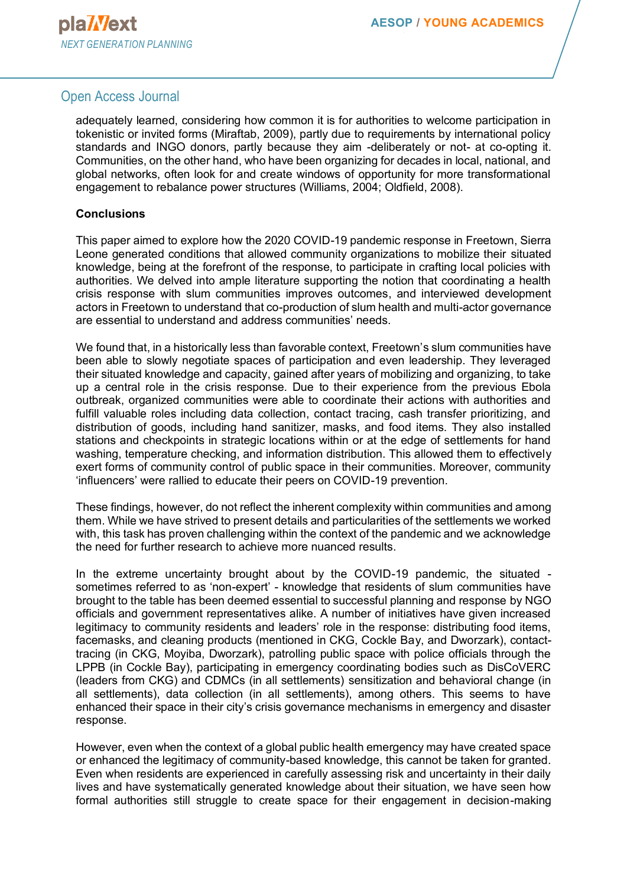adequately learned, considering how common it is for authorities to welcome participation in tokenistic or invited forms (Miraftab, 2009), partly due to requirements by international policy standards and INGO donors, partly because they aim -deliberately or not- at co-opting it. Communities, on the other hand, who have been organizing for decades in local, national, and global networks, often look for and create windows of opportunity for more transformational engagement to rebalance power structures (Williams, 2004; Oldfield, 2008).

**Conclusions**

This paper aimed to explore how the 2020 COVID-19 pandemic response in Freetown, Sierra Leone generated conditions that allowed community organizations to mobilize their situated knowledge, being at the forefront of the response, to participate in crafting local policies with authorities. We delved into ample literature supporting the notion that coordinating a health crisis response with slum communities improves outcomes, and interviewed development actors in Freetown to understand that co-production of slum health and multi-actor governance are essential to understand and address communities' needs.

We found that, in a historically less than favorable context, Freetown's slum communities have been able to slowly negotiate spaces of participation and even leadership. They leveraged their situated knowledge and capacity, gained after years of mobilizing and organizing, to take up a central role in the crisis response. Due to their experience from the previous Ebola outbreak, organized communities were able to coordinate their actions with authorities and fulfill valuable roles including data collection, contact tracing, cash transfer prioritizing, and distribution of goods, including hand sanitizer, masks, and food items. They also installed stations and checkpoints in strategic locations within or at the edge of settlements for hand washing, temperature checking, and information distribution. This allowed them to effectively exert forms of community control of public space in their communities. Moreover, community 'influencers' were rallied to educate their peers on COVID-19 prevention.

These findings, however, do not reflect the inherent complexity within communities and among them. While we have strived to present details and particularities of the settlements we worked with, this task has proven challenging within the context of the pandemic and we acknowledge the need for further research to achieve more nuanced results.

In the extreme uncertainty brought about by the COVID-19 pandemic, the situated - sometimes referred to as 'non-expert' - knowledge that residents of slum communities have brought to the table has been deemed essential to successful planning and response by NGO officials and government representatives alike. A number of initiatives have given increased legitimacy to community residents and leaders' role in the response: distributing food items, facemasks, and cleaning products (mentioned in CKG, Cockle Bay, and Dworzark), contact-tracing (in CKG, Moyiba, Dworzark), patrolling public space with police officials through the LPPB (in Cockle Bay), participating in emergency coordinating bodies such as DisCoVERC (leaders from CKG) and CDMCs (in all settlements) sensitization and behavioral change (in all settlements), data collection (in all settlements), among others. This seems to have enhanced their space in their city's crisis governance mechanisms in emergency and disaster response.

However, even when the context of a global public health emergency may have created space or enhanced the legitimacy of community-based knowledge, this cannot be taken for granted. Even when residents are experienced in carefully assessing risk and uncertainty in their daily lives and have systematically generated knowledge about their situation, we have seen how formal authorities still struggle to create space for their engagement in decision-making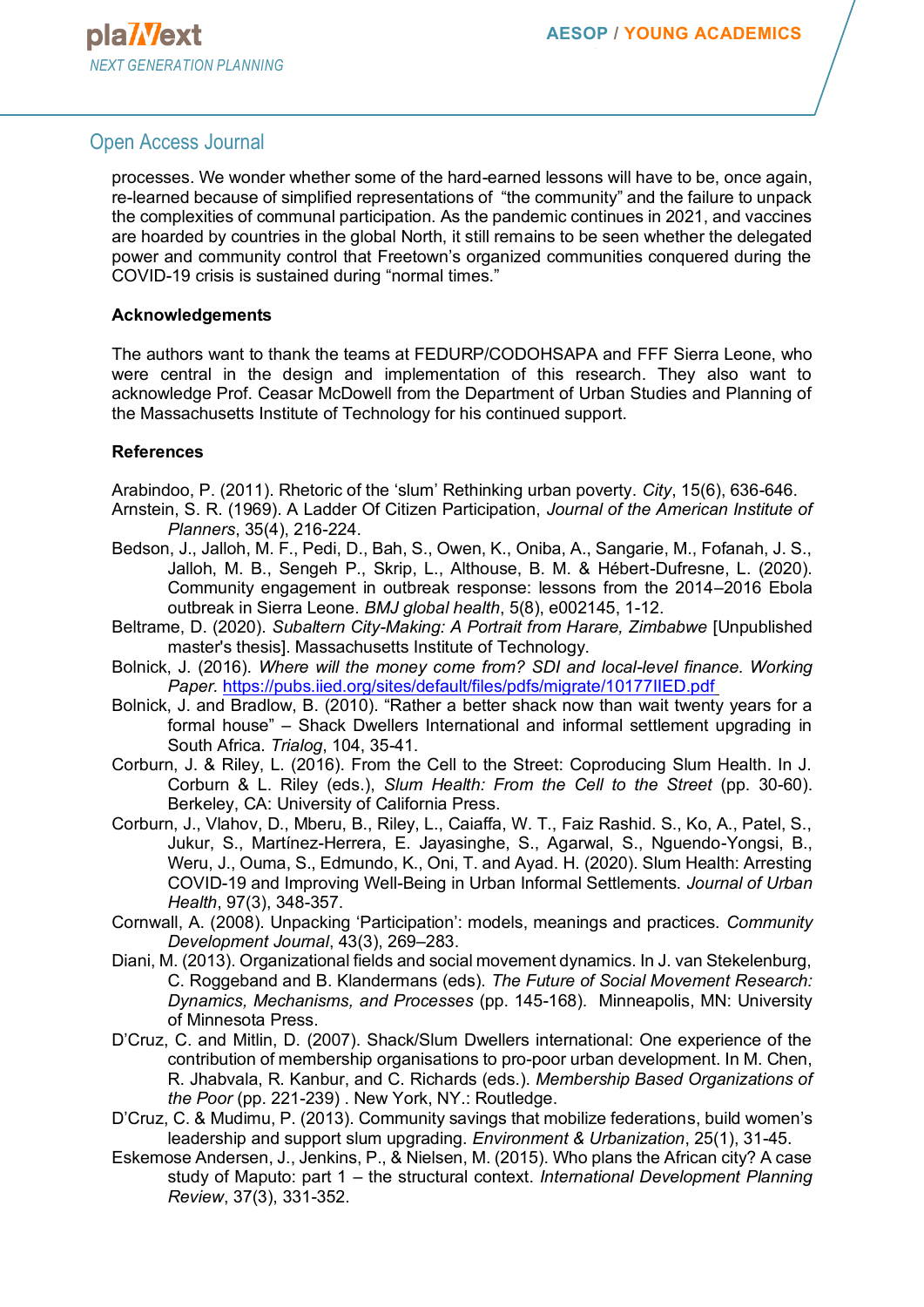processes. We wonder whether some of the hard-earned lessons will have to be, once again, re-learned because of simplified representations of "the community" and the failure to unpack the complexities of communal participation. As the pandemic continues in 2021, and vaccines are hoarded by countries in the global North, it still remains to be seen whether the delegated power and community control that Freetown's organized communities conquered during the COVID-19 crisis is sustained during "normal times."

### Acknowledgements

The authors want to thank the teams at FEDURP/CODOHSAPA and FFF Sierra Leone, who were central in the design and implementation of this research. They also want to acknowledge Prof. Ceasar McDowell from the Department of Urban Studies and Planning of the Massachusetts Institute of Technology for his continued support.

### References

Arabindoo, P. (2011). Rhetoric of the 'slum' Rethinking urban poverty. *City*, 15(6), 636-646.

Arnstein, S. R. (1969). A Ladder Of Citizen Participation, *Journal of the American Institute of Planners*, 35(4), 216-224.

Bedson, J., Jalloh, M. F., Pedi, D., Bah, S., Owen, K., Oniba, A., Sangarie, M., Fofanah, J. S., Jalloh, M. B., Sengeh P., Skrip, L., Althouse, B. M. & Hébert-Dufresne, L. (2020). Community engagement in outbreak response: lessons from the 2014–2016 Ebola outbreak in Sierra Leone. *BMJ global health*, 5(8), e002145, 1-12.

Beltrame, D. (2020). *Subaltern City-Making: A Portrait from Harare, Zimbabwe* [Unpublished master's thesis]. Massachusetts Institute of Technology.

Bolnick, J. (2016). *Where will the money come from? SDI and local-level finance. Working Paper.* https://pubs.iied.org/sites/default/files/pdfs/migrate/10177IIED.pdf

Bolnick, J. and Bradlow, B. (2010). "Rather a better shack now than wait twenty years for a formal house" – Shack Dwellers International and informal settlement upgrading in South Africa. *Trialog*, 104, 35-41.

Corburn, J. & Riley, L. (2016). From the Cell to the Street: Coproducing Slum Health. In J. Corburn & L. Riley (eds.), *Slum Health: From the Cell to the Street* (pp. 30-60). Berkeley, CA: University of California Press.

Corburn, J., Vlahov, D., Mberu, B., Riley, L., Caiaffa, W. T., Faiz Rashid. S., Ko, A., Patel, S., Jukur, S., Martínez-Herrera, E. Jayasinghe, S., Agarwal, S., Nguendo-Yongsi, B., Weru, J., Ouma, S., Edmundo, K., Oni, T. and Ayad. H. (2020). Slum Health: Arresting COVID-19 and Improving Well-Being in Urban Informal Settlements. *Journal of Urban Health*, 97(3), 348-357.

Cornwall, A. (2008). Unpacking 'Participation': models, meanings and practices. *Community Development Journal*, 43(3), 269–283.

Diani, M. (2013). Organizational fields and social movement dynamics. In J. van Stekelenburg, C. Roggeband and B. Klandermans (eds). *The Future of Social Movement Research: Dynamics, Mechanisms, and Processes* (pp. 145-168). Minneapolis, MN: University of Minnesota Press.

D'Cruz, C. and Mitlin, D. (2007). Shack/Slum Dwellers international: One experience of the contribution of membership organisations to pro-poor urban development. In M. Chen, R. Jhabvala, R. Kanbur, and C. Richards (eds.). *Membership Based Organizations of the Poor* (pp. 221-239) . New York, NY.: Routledge.

D'Cruz, C. & Mudimu, P. (2013). Community savings that mobilize federations, build women's leadership and support slum upgrading. *Environment & Urbanization*, 25(1), 31-45.

Eskemose Andersen, J., Jenkins, P., & Nielsen, M. (2015). Who plans the African city? A case study of Maputo: part 1 – the structural context. *International Development Planning Review*, 37(3), 331-352.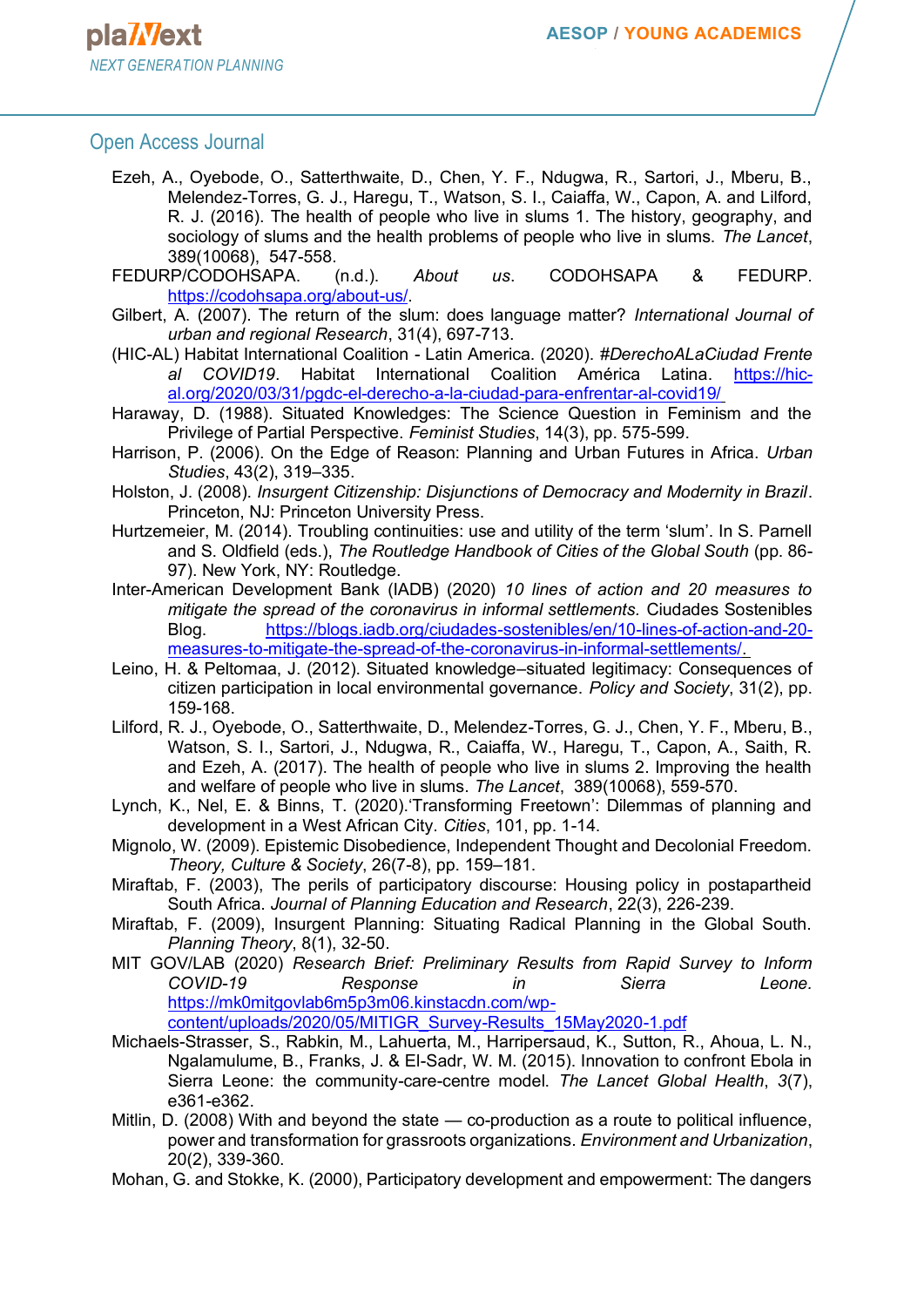Ezeh, A., Oyebode, O., Satterthwaite, D., Chen, Y. F., Ndugwa, R., Sartori, J., Mberu, B., Melendez-Torres, G. J., Haregu, T., Watson, S. I., Caiaffa, W., Capon, A. and Lilford, R. J. (2016). The health of people who live in slums 1. The history, geography, and sociology of slums and the health problems of people who live in slums. *The Lancet*, 389(10068), 547-558.

FEDURP/CODOHSAPA. (n.d.). *About us*. CODOHSAPA & FEDURP. https://codohsapa.org/about-us/.

Gilbert, A. (2007). The return of the slum: does language matter? *International Journal of urban and regional Research*, 31(4), 697-713.

(HIC-AL) Habitat International Coalition - Latin America. (2020). *#DerechoALaCiudad Frente al COVID19*. Habitat International Coalition América Latina. https://hic-al.org/2020/03/31/pgdc-el-derecho-a-la-ciudad-para-enfrentar-al-covid19/

Haraway, D. (1988). Situated Knowledges: The Science Question in Feminism and the Privilege of Partial Perspective. *Feminist Studies*, 14(3), pp. 575-599.

Harrison, P. (2006). On the Edge of Reason: Planning and Urban Futures in Africa. *Urban Studies*, 43(2), 319–335.

Holston, J. (2008). *Insurgent Citizenship: Disjunctions of Democracy and Modernity in Brazil*. Princeton, NJ: Princeton University Press.

Hurtzemeier, M. (2014). Troubling continuities: use and utility of the term 'slum'. In S. Parnell and S. Oldfield (eds.), *The Routledge Handbook of Cities of the Global South* (pp. 86-97). New York, NY: Routledge.

Inter-American Development Bank (IADB) (2020) *10 lines of action and 20 measures to mitigate the spread of the coronavirus in informal settlements.* Ciudades Sostenibles Blog. https://blogs.iadb.org/ciudades-sostenibles/en/10-lines-of-action-and-20-measures-to-mitigate-the-spread-of-the-coronavirus-in-informal-settlements/.

Leino, H. & Peltomaa, J. (2012). Situated knowledge–situated legitimacy: Consequences of citizen participation in local environmental governance. *Policy and Society*, 31(2), pp. 159-168.

Lilford, R. J., Oyebode, O., Satterthwaite, D., Melendez-Torres, G. J., Chen, Y. F., Mberu, B., Watson, S. I., Sartori, J., Ndugwa, R., Caiaffa, W., Haregu, T., Capon, A., Saith, R. and Ezeh, A. (2017). The health of people who live in slums 2. Improving the health and welfare of people who live in slums. *The Lancet*, 389(10068), 559-570.

Lynch, K., Nel, E. & Binns, T. (2020).'Transforming Freetown': Dilemmas of planning and development in a West African City. *Cities*, 101, pp. 1-14.

Mignolo, W. (2009). Epistemic Disobedience, Independent Thought and Decolonial Freedom. *Theory, Culture & Society*, 26(7-8), pp. 159–181.

Miraftab, F. (2003), The perils of participatory discourse: Housing policy in postapartheid South Africa. *Journal of Planning Education and Research*, 22(3), 226-239.

Miraftab, F. (2009), Insurgent Planning: Situating Radical Planning in the Global South. *Planning Theory*, 8(1), 32-50.

MIT GOV/LAB (2020) *Research Brief: Preliminary Results from Rapid Survey to Inform COVID-19 Response in Sierra Leone.* https://mk0mitgovlab6m5p3m06.kinstacdn.com/wp-content/uploads/2020/05/MITIGR_Survey-Results_15May2020-1.pdf

Michaels-Strasser, S., Rabkin, M., Lahuerta, M., Harripersaud, K., Sutton, R., Ahoua, L. N., Ngalamulume, B., Franks, J. & El-Sadr, W. M. (2015). Innovation to confront Ebola in Sierra Leone: the community-care-centre model. *The Lancet Global Health*, *3*(7), e361-e362.

Mitlin, D. (2008) With and beyond the state — co-production as a route to political influence, power and transformation for grassroots organizations. *Environment and Urbanization*, 20(2), 339-360.

Mohan, G. and Stokke, K. (2000), Participatory development and empowerment: The dangers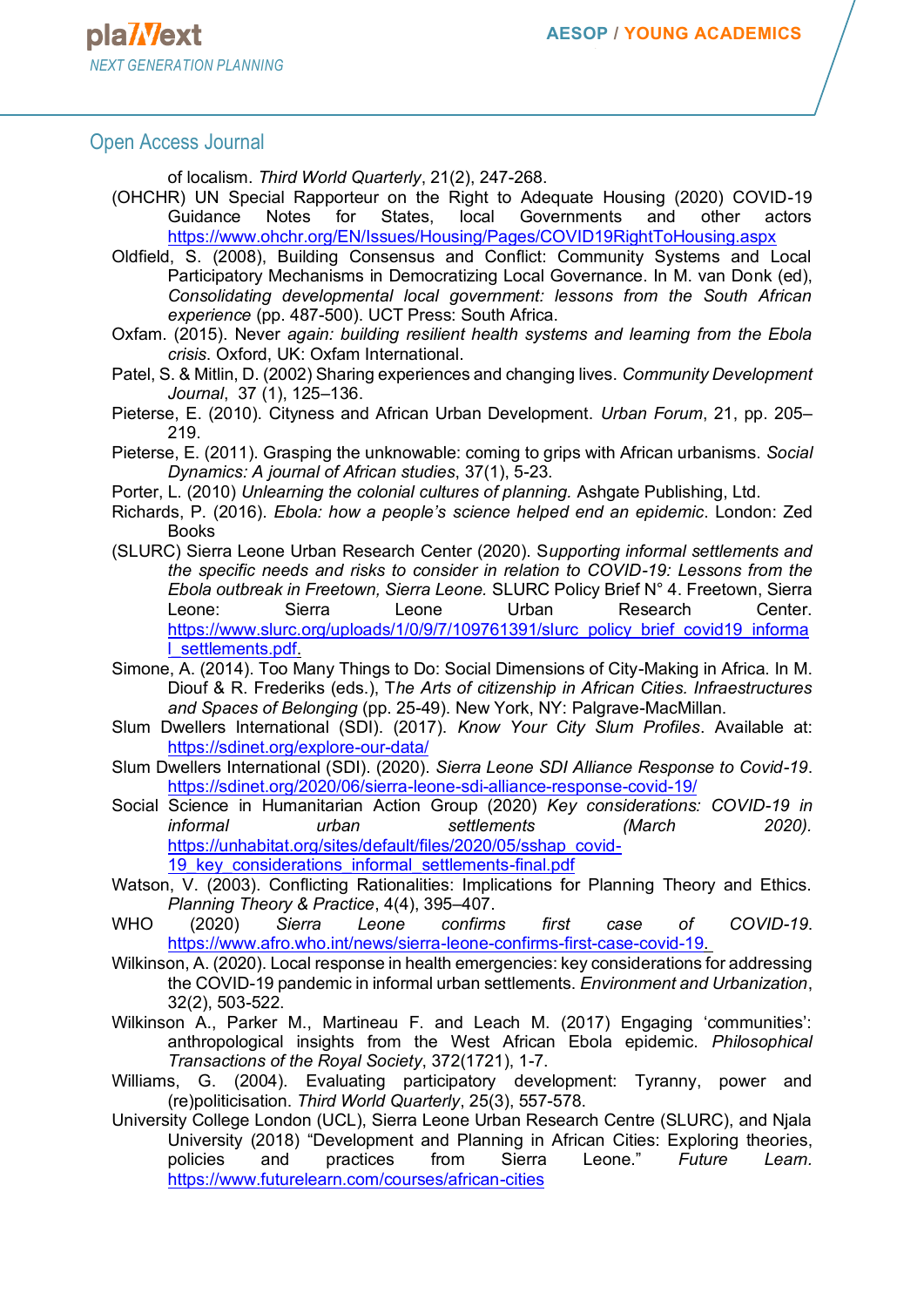of localism. *Third World Quarterly*, 21(2), 247-268.

(OHCHR) UN Special Rapporteur on the Right to Adequate Housing (2020) COVID-19 Guidance Notes for States, local Governments and other actors https://www.ohchr.org/EN/Issues/Housing/Pages/COVID19RightToHousing.aspx

Oldfield, S. (2008), Building Consensus and Conflict: Community Systems and Local Participatory Mechanisms in Democratizing Local Governance. In M. van Donk (ed), *Consolidating developmental local government: lessons from the South African experience* (pp. 487-500). UCT Press: South Africa.

Oxfam. (2015). Never *again: building resilient health systems and learning from the Ebola crisis*. Oxford, UK: Oxfam International.

Patel, S. & Mitlin, D. (2002) Sharing experiences and changing lives. *Community Development Journal*, 37 (1), 125–136.

Pieterse, E. (2010). Cityness and African Urban Development. *Urban Forum*, 21, pp. 205–219.

Pieterse, E. (2011). Grasping the unknowable: coming to grips with African urbanisms. *Social Dynamics: A journal of African studies*, 37(1), 5-23.

Porter, L. (2010) *Unlearning the colonial cultures of planning.* Ashgate Publishing, Ltd.

Richards, P. (2016). *Ebola: how a people's science helped end an epidemic*. London: Zed Books

(SLURC) Sierra Leone Urban Research Center (2020). S*upporting informal settlements and the specific needs and risks to consider in relation to COVID-19: Lessons from the Ebola outbreak in Freetown, Sierra Leone.* SLURC Policy Brief N° 4. Freetown, Sierra Leone: Sierra Leone Urban Research Center. https://www.slurc.org/uploads/1/0/9/7/109761391/slurc_policy_brief_covid19_informal_settlements.pdf.

Simone, A. (2014). Too Many Things to Do: Social Dimensions of City-Making in Africa. In M. Diouf & R. Frederiks (eds.), T*he Arts of citizenship in African Cities. Infraestructures and Spaces of Belonging* (pp. 25-49). New York, NY: Palgrave-MacMillan.

Slum Dwellers International (SDI). (2017). *Know Your City Slum Profiles*. Available at: https://sdinet.org/explore-our-data/

Slum Dwellers International (SDI). (2020). *Sierra Leone SDI Alliance Response to Covid-19*. https://sdinet.org/2020/06/sierra-leone-sdi-alliance-response-covid-19/

Social Science in Humanitarian Action Group (2020) *Key considerations: COVID-19 in informal urban settlements (March 2020).* https://unhabitat.org/sites/default/files/2020/05/sshap_covid-19_key_considerations_informal_settlements-final.pdf

Watson, V. (2003). Conflicting Rationalities: Implications for Planning Theory and Ethics. *Planning Theory & Practice*, 4(4), 395–407.

WHO (2020) *Sierra Leone confirms first case of COVID-19*. https://www.afro.who.int/news/sierra-leone-confirms-first-case-covid-19.

Wilkinson, A. (2020). Local response in health emergencies: key considerations for addressing the COVID-19 pandemic in informal urban settlements. *Environment and Urbanization*, 32(2), 503-522.

Wilkinson A., Parker M., Martineau F. and Leach M. (2017) Engaging 'communities': anthropological insights from the West African Ebola epidemic. *Philosophical Transactions of the Royal Society*, 372(1721), 1-7.

Williams, G. (2004). Evaluating participatory development: Tyranny, power and (re)politicisation. *Third World Quarterly*, 25(3), 557-578.

University College London (UCL), Sierra Leone Urban Research Centre (SLURC), and Njala University (2018) "Development and Planning in African Cities: Exploring theories, policies and practices from Sierra Leone." *Future Learn.* https://www.futurelearn.com/courses/african-cities